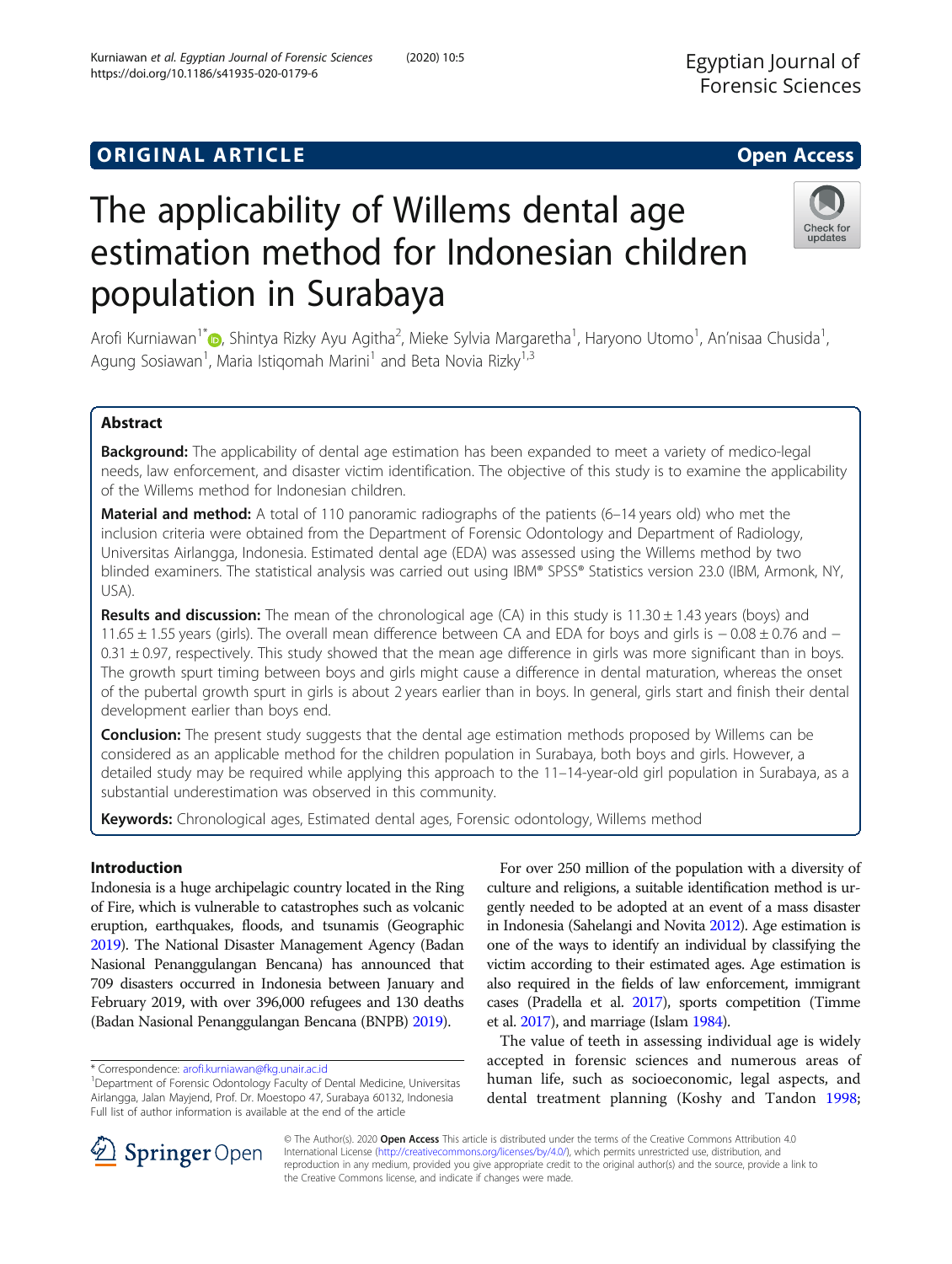ORIGINAL ARTICLE

Open Access

# The applicability of Willems dental age estimation method for Indonesian children population in Surabaya

Arofi Kurniawan[1*], Shintya Rizky Ayu Agitha[2], Mieke Sylvia Margaretha[1], Haryono Utomo[1], An'nisaa Chusida[1], Agung Sosiawan[1], Maria Istiqomah Marini[1] and Beta Novia Rizky[1,3]

## Abstract

**Background:** The applicability of dental age estimation has been expanded to meet a variety of medico-legal needs, law enforcement, and disaster victim identification. The objective of this study is to examine the applicability of the Willems method for Indonesian children.

**Material and method:** A total of 110 panoramic radiographs of the patients (6–14 years old) who met the inclusion criteria were obtained from the Department of Forensic Odontology and Department of Radiology, Universitas Airlangga, Indonesia. Estimated dental age (EDA) was assessed using the Willems method by two blinded examiners. The statistical analysis was carried out using IBM® SPSS® Statistics version 23.0 (IBM, Armonk, NY, USA).

**Results and discussion:** The mean of the chronological age (CA) in this study is 11.30 ± 1.43 years (boys) and 11.65 ± 1.55 years (girls). The overall mean difference between CA and EDA for boys and girls is − 0.08 ± 0.76 and − 0.31 ± 0.97, respectively. This study showed that the mean age difference in girls was more significant than in boys. The growth spurt timing between boys and girls might cause a difference in dental maturation, whereas the onset of the pubertal growth spurt in girls is about 2 years earlier than in boys. In general, girls start and finish their dental development earlier than boys end.

**Conclusion:** The present study suggests that the dental age estimation methods proposed by Willems can be considered as an applicable method for the children population in Surabaya, both boys and girls. However, a detailed study may be required while applying this approach to the 11–14-year-old girl population in Surabaya, as a substantial underestimation was observed in this community.

**Keywords:** Chronological ages, Estimated dental ages, Forensic odontology, Willems method

## Introduction

Indonesia is a huge archipelagic country located in the Ring of Fire, which is vulnerable to catastrophes such as volcanic eruption, earthquakes, floods, and tsunamis (Geographic 2019). The National Disaster Management Agency (Badan Nasional Penanggulangan Bencana) has announced that 709 disasters occurred in Indonesia between January and February 2019, with over 396,000 refugees and 130 deaths (Badan Nasional Penanggulangan Bencana (BNPB) 2019).

For over 250 million of the population with a diversity of culture and religions, a suitable identification method is urgently needed to be adopted at an event of a mass disaster in Indonesia (Sahelangi and Novita 2012). Age estimation is one of the ways to identify an individual by classifying the victim according to their estimated ages. Age estimation is also required in the fields of law enforcement, immigrant cases (Pradella et al. 2017), sports competition (Timme et al. 2017), and marriage (Islam 1984).

The value of teeth in assessing individual age is widely accepted in forensic sciences and numerous areas of human life, such as socioeconomic, legal aspects, and dental treatment planning (Koshy and Tandon 1998;

\* Correspondence: arofi.kurniawan@fkg.unair.ac.id
[1]Department of Forensic Odontology Faculty of Dental Medicine, Universitas Airlangga, Jalan Mayjend, Prof. Dr. Moestopo 47, Surabaya 60132, Indonesia
Full list of author information is available at the end of the article

© The Author(s). 2020 **Open Access** This article is distributed under the terms of the Creative Commons Attribution 4.0 International License (http://creativecommons.org/licenses/by/4.0/), which permits unrestricted use, distribution, and reproduction in any medium, provided you give appropriate credit to the original author(s) and the source, provide a link to the Creative Commons license, and indicate if changes were made.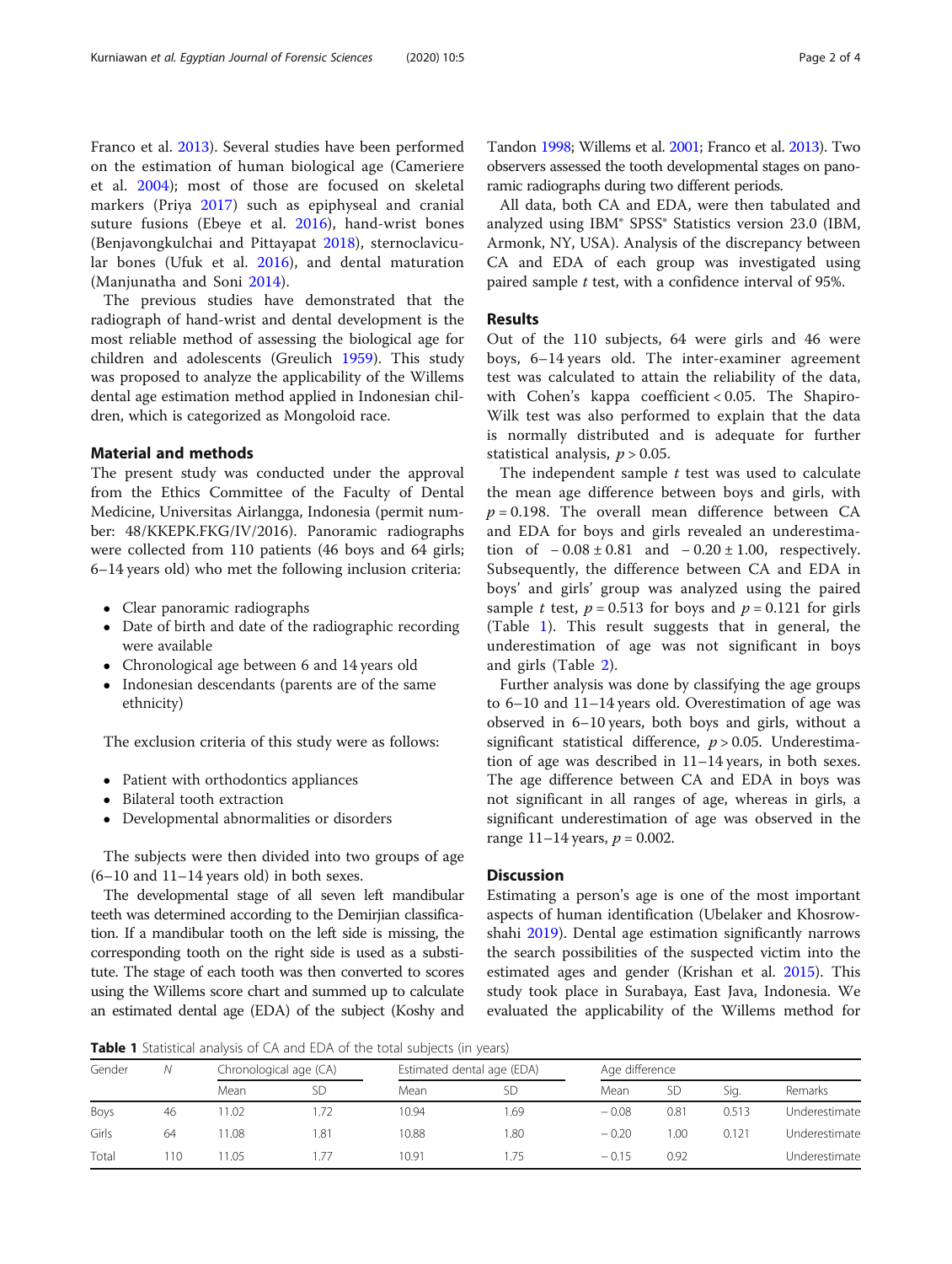Franco et al. 2013). Several studies have been performed on the estimation of human biological age (Cameriere et al. 2004); most of those are focused on skeletal markers (Priya 2017) such as epiphyseal and cranial suture fusions (Ebeye et al. 2016), hand-wrist bones (Benjavongkulchai and Pittayapat 2018), sternoclavicular bones (Ufuk et al. 2016), and dental maturation (Manjunatha and Soni 2014).

The previous studies have demonstrated that the radiograph of hand-wrist and dental development is the most reliable method of assessing the biological age for children and adolescents (Greulich 1959). This study was proposed to analyze the applicability of the Willems dental age estimation method applied in Indonesian children, which is categorized as Mongoloid race.

## Material and methods

The present study was conducted under the approval from the Ethics Committee of the Faculty of Dental Medicine, Universitas Airlangga, Indonesia (permit number: 48/KKEPK.FKG/IV/2016). Panoramic radiographs were collected from 110 patients (46 boys and 64 girls; 6–14 years old) who met the following inclusion criteria:

- Clear panoramic radiographs
- Date of birth and date of the radiographic recording were available
- Chronological age between 6 and 14 years old
- Indonesian descendants (parents are of the same ethnicity)

The exclusion criteria of this study were as follows:

- Patient with orthodontics appliances
- Bilateral tooth extraction
- Developmental abnormalities or disorders

The subjects were then divided into two groups of age (6–10 and 11–14 years old) in both sexes.

The developmental stage of all seven left mandibular teeth was determined according to the Demirjian classification. If a mandibular tooth on the left side is missing, the corresponding tooth on the right side is used as a substitute. The stage of each tooth was then converted to scores using the Willems score chart and summed up to calculate an estimated dental age (EDA) of the subject (Koshy and Tandon 1998; Willems et al. 2001; Franco et al. 2013). Two observers assessed the tooth developmental stages on panoramic radiographs during two different periods.

All data, both CA and EDA, were then tabulated and analyzed using IBM® SPSS® Statistics version 23.0 (IBM, Armonk, NY, USA). Analysis of the discrepancy between CA and EDA of each group was investigated using paired sample *t* test, with a confidence interval of 95%.

## Results

Out of the 110 subjects, 64 were girls and 46 were boys, 6–14 years old. The inter-examiner agreement test was calculated to attain the reliability of the data, with Cohen's kappa coefficient < 0.05. The Shapiro-Wilk test was also performed to explain that the data is normally distributed and is adequate for further statistical analysis, $p > 0.05$.

The independent sample *t* test was used to calculate the mean age difference between boys and girls, with $p = 0.198$. The overall mean difference between CA and EDA for boys and girls revealed an underestimation of $-0.08 \pm 0.81$ and $-0.20 \pm 1.00$, respectively. Subsequently, the difference between CA and EDA in boys' and girls' group was analyzed using the paired sample *t* test, $p = 0.513$ for boys and $p = 0.121$ for girls (Table 1). This result suggests that in general, the underestimation of age was not significant in boys and girls (Table 2).

Further analysis was done by classifying the age groups to 6–10 and 11–14 years old. Overestimation of age was observed in 6–10 years, both boys and girls, without a significant statistical difference, $p > 0.05$. Underestimation of age was described in 11–14 years, in both sexes. The age difference between CA and EDA in boys was not significant in all ranges of age, whereas in girls, a significant underestimation of age was observed in the range 11–14 years, $p = 0.002$.

## Discussion

Estimating a person's age is one of the most important aspects of human identification (Ubelaker and Khosrowshahi 2019). Dental age estimation significantly narrows the search possibilities of the suspected victim into the estimated ages and gender (Krishan et al. 2015). This study took place in Surabaya, East Java, Indonesia. We evaluated the applicability of the Willems method for

**Table 1** Statistical analysis of CA and EDA of the total subjects (in years)

| Gender | N | Chronological age (CA) | | Estimated dental age (EDA) | | Age difference | | | |
|---|---|---|---|---|---|---|---|---|---|
| | | Mean | SD | Mean | SD | Mean | SD | Sig. | Remarks |
| Boys | 46 | 11.02 | 1.72 | 10.94 | 1.69 | − 0.08 | 0.81 | 0.513 | Underestimate |
| Girls | 64 | 11.08 | 1.81 | 10.88 | 1.80 | − 0.20 | 1.00 | 0.121 | Underestimate |
| Total | 110 | 11.05 | 1.77 | 10.91 | 1.75 | − 0.15 | 0.92 | | Underestimate |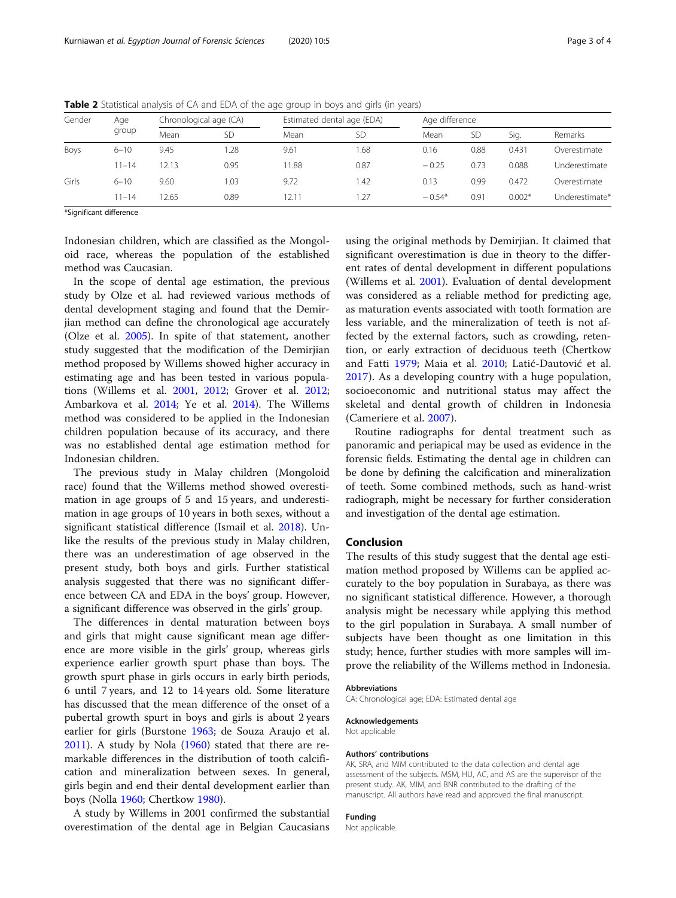**Table 2** Statistical analysis of CA and EDA of the age group in boys and girls (in years)

| Gender | Age group | Chronological age (CA) | | Estimated dental age (EDA) | | Age difference | | | |
|---|---|---|---|---|---|---|---|---|---|
| | | Mean | SD | Mean | SD | Mean | SD | Sig. | Remarks |
| Boys | 6–10 | 9.45 | 1.28 | 9.61 | 1.68 | 0.16 | 0.88 | 0.431 | Overestimate |
| | 11–14 | 12.13 | 0.95 | 11.88 | 0.87 | − 0.25 | 0.73 | 0.088 | Underestimate |
| Girls | 6–10 | 9.60 | 1.03 | 9.72 | 1.42 | 0.13 | 0.99 | 0.472 | Overestimate |
| | 11–14 | 12.65 | 0.89 | 12.11 | 1.27 | − 0.54* | 0.91 | 0.002* | Underestimate* |

*Significant difference

Indonesian children, which are classified as the Mongoloid race, whereas the population of the established method was Caucasian.

In the scope of dental age estimation, the previous study by Olze et al. had reviewed various methods of dental development staging and found that the Demirjian method can define the chronological age accurately (Olze et al. 2005). In spite of that statement, another study suggested that the modification of the Demirjian method proposed by Willems showed higher accuracy in estimating age and has been tested in various populations (Willems et al. 2001, 2012; Grover et al. 2012; Ambarkova et al. 2014; Ye et al. 2014). The Willems method was considered to be applied in the Indonesian children population because of its accuracy, and there was no established dental age estimation method for Indonesian children.

The previous study in Malay children (Mongoloid race) found that the Willems method showed overestimation in age groups of 5 and 15 years, and underestimation in age groups of 10 years in both sexes, without a significant statistical difference (Ismail et al. 2018). Unlike the results of the previous study in Malay children, there was an underestimation of age observed in the present study, both boys and girls. Further statistical analysis suggested that there was no significant difference between CA and EDA in the boys' group. However, a significant difference was observed in the girls' group.

The differences in dental maturation between boys and girls that might cause significant mean age difference are more visible in the girls' group, whereas girls experience earlier growth spurt phase than boys. The growth spurt phase in girls occurs in early birth periods, 6 until 7 years, and 12 to 14 years old. Some literature has discussed that the mean difference of the onset of a pubertal growth spurt in boys and girls is about 2 years earlier for girls (Burstone 1963; de Souza Araujo et al. 2011). A study by Nola (1960) stated that there are remarkable differences in the distribution of tooth calcification and mineralization between sexes. In general, girls begin and end their dental development earlier than boys (Nolla 1960; Chertkow 1980).

A study by Willems in 2001 confirmed the substantial overestimation of the dental age in Belgian Caucasians using the original methods by Demirjian. It claimed that significant overestimation is due in theory to the different rates of dental development in different populations (Willems et al. 2001). Evaluation of dental development was considered as a reliable method for predicting age, as maturation events associated with tooth formation are less variable, and the mineralization of teeth is not affected by the external factors, such as crowding, retention, or early extraction of deciduous teeth (Chertkow and Fatti 1979; Maia et al. 2010; Latić-Dautović et al. 2017). As a developing country with a huge population, socioeconomic and nutritional status may affect the skeletal and dental growth of children in Indonesia (Cameriere et al. 2007).

Routine radiographs for dental treatment such as panoramic and periapical may be used as evidence in the forensic fields. Estimating the dental age in children can be done by defining the calcification and mineralization of teeth. Some combined methods, such as hand-wrist radiograph, might be necessary for further consideration and investigation of the dental age estimation.

## Conclusion

The results of this study suggest that the dental age estimation method proposed by Willems can be applied accurately to the boy population in Surabaya, as there was no significant statistical difference. However, a thorough analysis might be necessary while applying this method to the girl population in Surabaya. A small number of subjects have been thought as one limitation in this study; hence, further studies with more samples will improve the reliability of the Willems method in Indonesia.

### Abbreviations

CA: Chronological age; EDA: Estimated dental age

### Acknowledgements

Not applicable

### Authors' contributions

AK, SRA, and MIM contributed to the data collection and dental age assessment of the subjects. MSM, HU, AC, and AS are the supervisor of the present study. AK, MIM, and BNR contributed to the drafting of the manuscript. All authors have read and approved the final manuscript.

### Funding

Not applicable.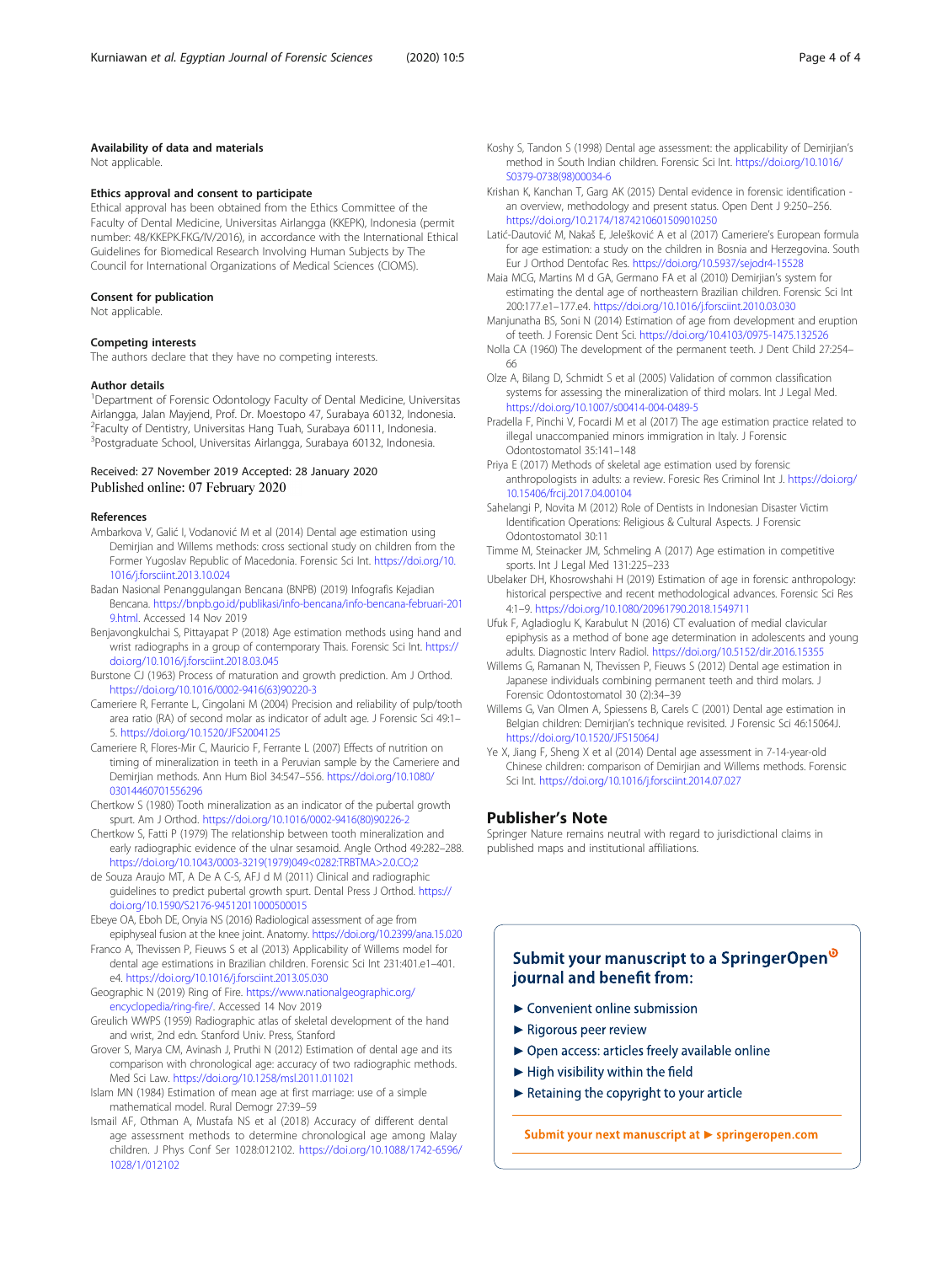### Availability of data and materials

Not applicable.

### Ethics approval and consent to participate

Ethical approval has been obtained from the Ethics Committee of the Faculty of Dental Medicine, Universitas Airlangga (KKEPK), Indonesia (permit number: 48/KKEPK.FKG/IV/2016), in accordance with the International Ethical Guidelines for Biomedical Research Involving Human Subjects by The Council for International Organizations of Medical Sciences (CIOMS).

### Consent for publication

Not applicable.

### Competing interests

The authors declare that they have no competing interests.

### Author details

[1]Department of Forensic Odontology Faculty of Dental Medicine, Universitas Airlangga, Jalan Mayjend, Prof. Dr. Moestopo 47, Surabaya 60132, Indonesia. [2]Faculty of Dentistry, Universitas Hang Tuah, Surabaya 60111, Indonesia. [3]Postgraduate School, Universitas Airlangga, Surabaya 60132, Indonesia.

Received: 27 November 2019 Accepted: 28 January 2020
Published online: 07 February 2020

### References

- Ambarkova V, Galić I, Vodanović M et al (2014) Dental age estimation using Demirjian and Willems methods: cross sectional study on children from the Former Yugoslav Republic of Macedonia. Forensic Sci Int. https://doi.org/10.1016/j.forsciint.2013.10.024
- Badan Nasional Penanggulangan Bencana (BNPB) (2019) Infografis Kejadian Bencana. https://bnpb.go.id/publikasi/info-bencana/info-bencana-februari-2019.html. Accessed 14 Nov 2019
- Benjavongkulchai S, Pittayapat P (2018) Age estimation methods using hand and wrist radiographs in a group of contemporary Thais. Forensic Sci Int. https://doi.org/10.1016/j.forsciint.2018.03.045
- Burstone CJ (1963) Process of maturation and growth prediction. Am J Orthod. https://doi.org/10.1016/0002-9416(63)90220-3
- Cameriere R, Ferrante L, Cingolani M (2004) Precision and reliability of pulp/tooth area ratio (RA) of second molar as indicator of adult age. J Forensic Sci 49:1–5. https://doi.org/10.1520/JFS2004125
- Cameriere R, Flores-Mir C, Mauricio F, Ferrante L (2007) Effects of nutrition on timing of mineralization in teeth in a Peruvian sample by the Cameriere and Demirjian methods. Ann Hum Biol 34:547–556. https://doi.org/10.1080/03014460701556296
- Chertkow S (1980) Tooth mineralization as an indicator of the pubertal growth spurt. Am J Orthod. https://doi.org/10.1016/0002-9416(80)90226-2
- Chertkow S, Fatti P (1979) The relationship between tooth mineralization and early radiographic evidence of the ulnar sesamoid. Angle Orthod 49:282–288. https://doi.org/10.1043/0003-3219(1979)049<0282:TRBTMA>2.0.CO;2
- de Souza Araujo MT, A De A C-S, AFJ d M (2011) Clinical and radiographic guidelines to predict pubertal growth spurt. Dental Press J Orthod. https://doi.org/10.1590/S2176-94512011000500015
- Ebeye OA, Eboh DE, Onyia NS (2016) Radiological assessment of age from epiphyseal fusion at the knee joint. Anatomy. https://doi.org/10.2399/ana.15.020
- Franco A, Thevissen P, Fieuws S et al (2013) Applicability of Willems model for dental age estimations in Brazilian children. Forensic Sci Int 231:401.e1–401.e4. https://doi.org/10.1016/j.forsciint.2013.05.030
- Geographic N (2019) Ring of Fire. https://www.nationalgeographic.org/encyclopedia/ring-fire/. Accessed 14 Nov 2019
- Greulich WWPS (1959) Radiographic atlas of skeletal development of the hand and wrist, 2nd edn. Stanford Univ. Press, Stanford
- Grover S, Marya CM, Avinash J, Pruthi N (2012) Estimation of dental age and its comparison with chronological age: accuracy of two radiographic methods. Med Sci Law. https://doi.org/10.1258/msl.2011.011021
- Islam MN (1984) Estimation of mean age at first marriage: use of a simple mathematical model. Rural Demogr 27:39–59
- Ismail AF, Othman A, Mustafa NS et al (2018) Accuracy of different dental age assessment methods to determine chronological age among Malay children. J Phys Conf Ser 1028:012102. https://doi.org/10.1088/1742-6596/1028/1/012102
- Koshy S, Tandon S (1998) Dental age assessment: the applicability of Demirjian's method in South Indian children. Forensic Sci Int. https://doi.org/10.1016/S0379-0738(98)00034-6
- Krishan K, Kanchan T, Garg AK (2015) Dental evidence in forensic identification - an overview, methodology and present status. Open Dent J 9:250–256. https://doi.org/10.2174/1874210601509010250
- Latić-Dautović M, Nakaš E, Lelešković A et al (2017) Cameriere's European formula for age estimation: a study on the children in Bosnia and Herzegovina. South Eur J Orthod Dentofac Res. https://doi.org/10.5937/sejodr4-15528
- Maia MCG, Martins M d GA, Germano FA et al (2010) Demirjian's system for estimating the dental age of northeastern Brazilian children. Forensic Sci Int 200:177.e1–177.e4. https://doi.org/10.1016/j.forsciint.2010.03.030
- Manjunatha BS, Soni N (2014) Estimation of age from development and eruption of teeth. J Forensic Dent Sci. https://doi.org/10.4103/0975-1475.132526
- Nolla CA (1960) The development of the permanent teeth. J Dent Child 27:254–66
- Olze A, Bilang D, Schmidt S et al (2005) Validation of common classification systems for assessing the mineralization of third molars. Int J Legal Med. https://doi.org/10.1007/s00414-004-0489-5
- Pradella F, Pinchi V, Focardi M et al (2017) The age estimation practice related to illegal unaccompanied minors immigration in Italy. J Forensic Odontostomatol 35:141–148
- Priya E (2017) Methods of skeletal age estimation used by forensic anthropologists in adults: a review. Foresic Res Criminol Int J. https://doi.org/10.15406/frcij.2017.04.00104
- Sahelangi P, Novita M (2012) Role of Dentists in Indonesian Disaster Victim Identification Operations: Religious & Cultural Aspects. J Forensic Odontostomatol 30:11
- Timme M, Steinacker JM, Schmeling A (2017) Age estimation in competitive sports. Int J Legal Med 131:225–233
- Ubelaker DH, Khosrowshahi H (2019) Estimation of age in forensic anthropology: historical perspective and recent methodological advances. Forensic Sci Res 4:1–9. https://doi.org/10.1080/20961790.2018.1549711
- Ufuk F, Agladioglu K, Karabulut N (2016) CT evaluation of medial clavicular epiphysis as a method of bone age determination in adolescents and young adults. Diagnostic Interv Radiol. https://doi.org/10.5152/dir.2016.15355
- Willems G, Ramanan N, Thevissen P, Fieuws S (2012) Dental age estimation in Japanese individuals combining permanent teeth and third molars. J Forensic Odontostomatol 30 (2):34–39
- Willems G, Van Olmen A, Spiessens B, Carels C (2001) Dental age estimation in Belgian children: Demirjian's technique revisited. J Forensic Sci 46:15064J. https://doi.org/10.1520/JFS15064J
- Ye X, Jiang F, Sheng X et al (2014) Dental age assessment in 7-14-year-old Chinese children: comparison of Demirjian and Willems methods. Forensic Sci Int. https://doi.org/10.1016/j.forsciint.2014.07.027

## Publisher's Note

Springer Nature remains neutral with regard to jurisdictional claims in published maps and institutional affiliations.

**Submit your manuscript to a SpringerOpen journal and benefit from:**

- ► Convenient online submission
- ► Rigorous peer review
- ► Open access: articles freely available online
- ► High visibility within the field
- ► Retaining the copyright to your article

Submit your next manuscript at ► springeropen.com